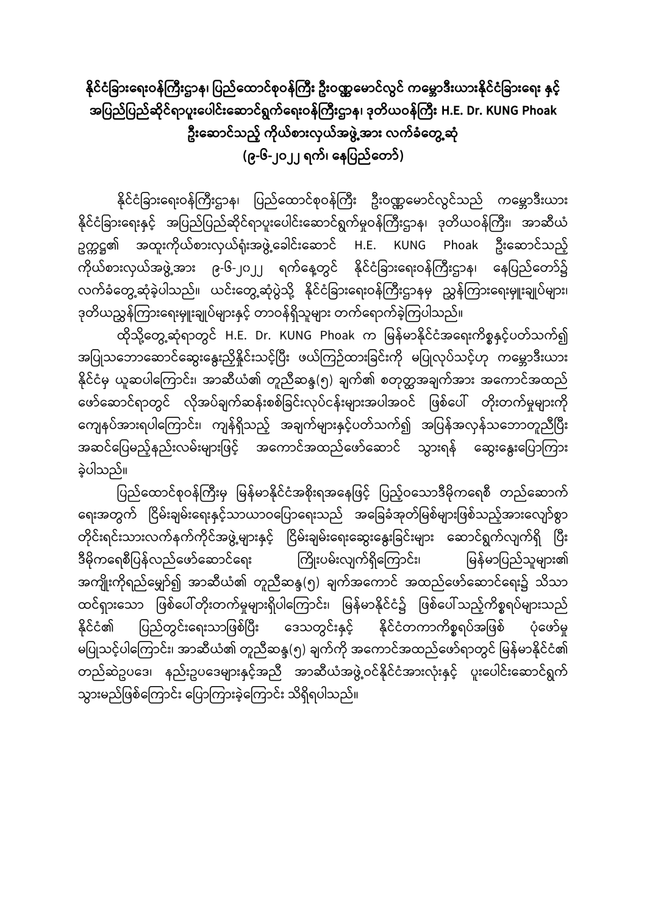## နိုင်ငံခြားရေးဝန်ကြီးဌာန၊ ပြည်ထောင်စုဝန်ကြီး ဦးဝဏ္ဏမောင်လွင် ကမ္ဘောဒီးယားနိုင်ငံခြားရေး နှင့် အပြည်ပြည်ဆိုင်ရာပူးပေါင်းဆောင်ရွက်ရေးဝန်ကြီးဌာန၊ ဒုတိယဝန်ကြီး H.E. Dr. KUNG Phoak ဦးဆောင်သည့် ကိုယ်စားလှယ်အဖွဲ့အား လက်ခံတွေ့ဆုံ (၉-၆-၂၀၂၂ ရက်၊ နေပြည်တော်)

နိုင်ငံခြားရေးဝန်ကြီးဌာန၊ ပြည်ထောင်စုဝန်ကြီး ဦးဝဏ္ဏမောင်လွင်သည် ကမ္ဘောဒီးယားနိုင်ငံခြားရေးနှင့် အပြည်ပြည်ဆိုင်ရာပူးပေါင်းဆောင်ရွက်မှုဝန်ကြီးဌာန၊ ဒုတိယဝန်ကြီး၊ အာဆီယံဥက္ကဋ္ဌ၏ အထူးကိုယ်စားလှယ်ရုံးအဖွဲ့ခေါင်းဆောင် H.E. KUNG Phoak ဦးဆောင်သည့် ကိုယ်စားလှယ်အဖွဲ့အား ၉-၆-၂၀၂၂ ရက်နေ့တွင် နိုင်ငံခြားရေးဝန်ကြီးဌာန၊ နေပြည်တော်၌ လက်ခံတွေ့ဆုံခဲ့ပါသည်။ ယင်းတွေ့ဆုံပွဲသို့ နိုင်ငံခြားရေးဝန်ကြီးဌာနမှ ညွှန်ကြားရေးမှူးချုပ်များ၊ ဒုတိယညွှန်ကြားရေးမှူးချုပ်များနှင့် တာဝန်ရှိသူများ တက်ရောက်ခဲ့ကြပါသည်။

ထိုသို့တွေ့ဆုံရာတွင် H.E. Dr. KUNG Phoak က မြန်မာနိုင်ငံအရေးကိစ္စနှင့်ပတ်သက်၍ အပြုသဘောဆောင်ဆွေးနွေးညှိနှိုင်းသင့်ပြီး ဖယ်ကြဉ်ထားခြင်းကို မပြုလုပ်သင့်ဟု ကမ္ဘောဒီးယားနိုင်ငံမှ ယူဆပါကြောင်း၊ အာဆီယံ၏ တူညီဆန္ဒ(၅) ချက်၏ စတုတ္ထအချက်အား အကောင်အထည်ဖော်ဆောင်ရာတွင် လိုအပ်ချက်ဆန်းစစ်ခြင်းလုပ်ငန်းများအပါအဝင် ဖြစ်ပေါ် တိုးတက်မှုများကို ကျေနပ်အားရပါကြောင်း၊ ကျန်ရှိသည့် အချက်များနှင့်ပတ်သက်၍ အပြန်အလှန်သဘောတူညီပြီး အဆင်ပြေမည့်နည်းလမ်းများဖြင့် အကောင်အထည်ဖော်ဆောင် သွားရန် ဆွေးနွေးပြောကြားခဲ့ပါသည်။

ပြည်ထောင်စုဝန်ကြီးမှ မြန်မာနိုင်ငံအစိုးရအနေဖြင့် ပြည့်ဝသောဒီမိုကရေစီ တည်ဆောက်ရေးအတွက် ငြိမ်းချမ်းရေးနှင့်သာယာဝပြောရေးသည် အခြေခံအုတ်မြစ်များဖြစ်သည့်အားလျော်စွာ တိုင်းရင်းသားလက်နက်ကိုင်အဖွဲ့များနှင့် ငြိမ်းချမ်းရေးဆွေးနွေးခြင်းများ ဆောင်ရွက်လျက်ရှိ ပြီး ဒီမိုကရေစီပြန်လည်ဖော်ဆောင်ရေး ကြိုးပမ်းလျက်ရှိကြောင်း၊ မြန်မာပြည်သူများ၏ အကျိုးကိုရည်မျှော်၍ အာဆီယံ၏ တူညီဆန္ဒ(၅) ချက်အကောင် အထည်ဖော်ဆောင်ရေး၌ သိသာထင်ရှားသော ဖြစ်ပေါ်တိုးတက်မှုများရှိပါကြောင်း၊ မြန်မာနိုင်ငံ၌ ဖြစ်ပေါ်သည့်ကိစ္စရပ်များသည် နိုင်ငံ၏ ပြည်တွင်းရေးသာဖြစ်ပြီး ဒေသတွင်းနှင့် နိုင်ငံတကာကိစ္စရပ်အဖြစ် ပုံဖော်မှု မပြုသင့်ပါကြောင်း၊ အာဆီယံ၏ တူညီဆန္ဒ(၅) ချက်ကို အကောင်အထည်ဖော်ရာတွင် မြန်မာနိုင်ငံ၏ တည်ဆဲဥပဒေ၊ နည်းဥပဒေများနှင့်အညီ အာဆီယံအဖွဲ့ဝင်နိုင်ငံအားလုံးနှင့် ပူးပေါင်းဆောင်ရွက်သွားမည်ဖြစ်ကြောင်း ပြောကြားခဲ့ကြောင်း သိရှိရပါသည်။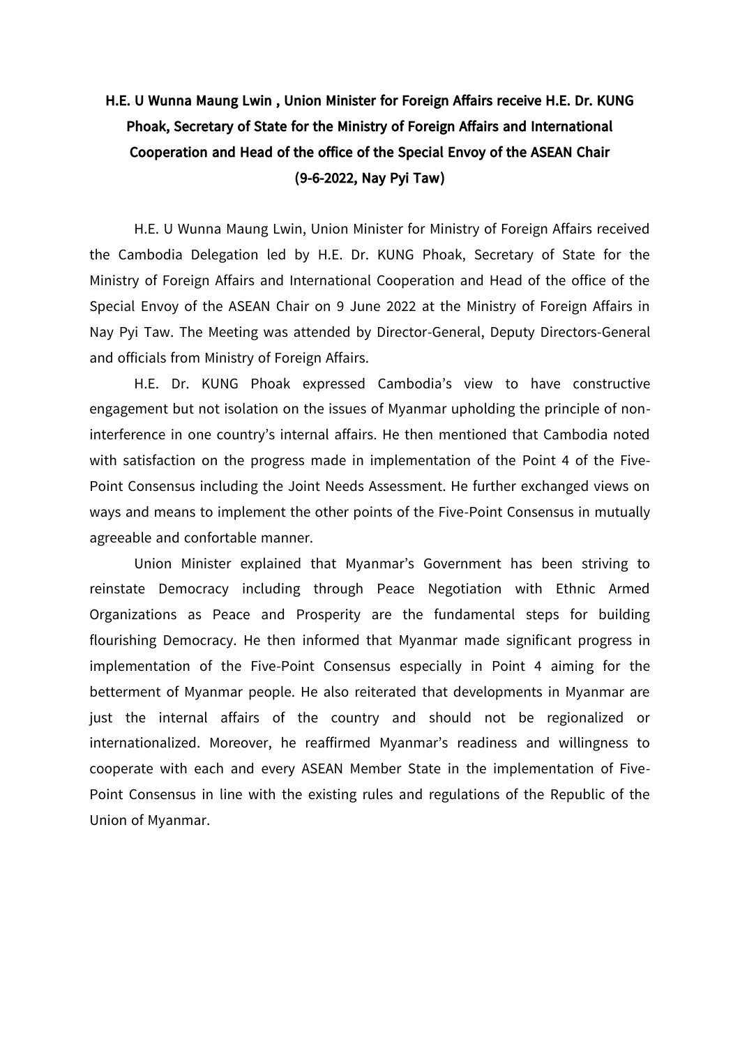**H.E. U Wunna Maung Lwin , Union Minister for Foreign Affairs receive H.E. Dr. KUNG Phoak, Secretary of State for the Ministry of Foreign Affairs and International Cooperation and Head of the office of the Special Envoy of the ASEAN Chair**

**(9-6-2022, Nay Pyi Taw)**

H.E. U Wunna Maung Lwin, Union Minister for Ministry of Foreign Affairs received the Cambodia Delegation led by H.E. Dr. KUNG Phoak, Secretary of State for the Ministry of Foreign Affairs and International Cooperation and Head of the office of the Special Envoy of the ASEAN Chair on 9 June 2022 at the Ministry of Foreign Affairs in Nay Pyi Taw. The Meeting was attended by Director-General, Deputy Directors-General and officials from Ministry of Foreign Affairs.

H.E. Dr. KUNG Phoak expressed Cambodia's view to have constructive engagement but not isolation on the issues of Myanmar upholding the principle of non-interference in one country's internal affairs. He then mentioned that Cambodia noted with satisfaction on the progress made in implementation of the Point 4 of the Five-Point Consensus including the Joint Needs Assessment. He further exchanged views on ways and means to implement the other points of the Five-Point Consensus in mutually agreeable and confortable manner.

Union Minister explained that Myanmar's Government has been striving to reinstate Democracy including through Peace Negotiation with Ethnic Armed Organizations as Peace and Prosperity are the fundamental steps for building flourishing Democracy. He then informed that Myanmar made significant progress in implementation of the Five-Point Consensus especially in Point 4 aiming for the betterment of Myanmar people. He also reiterated that developments in Myanmar are just the internal affairs of the country and should not be regionalized or internationalized. Moreover, he reaffirmed Myanmar's readiness and willingness to cooperate with each and every ASEAN Member State in the implementation of Five-Point Consensus in line with the existing rules and regulations of the Republic of the Union of Myanmar.